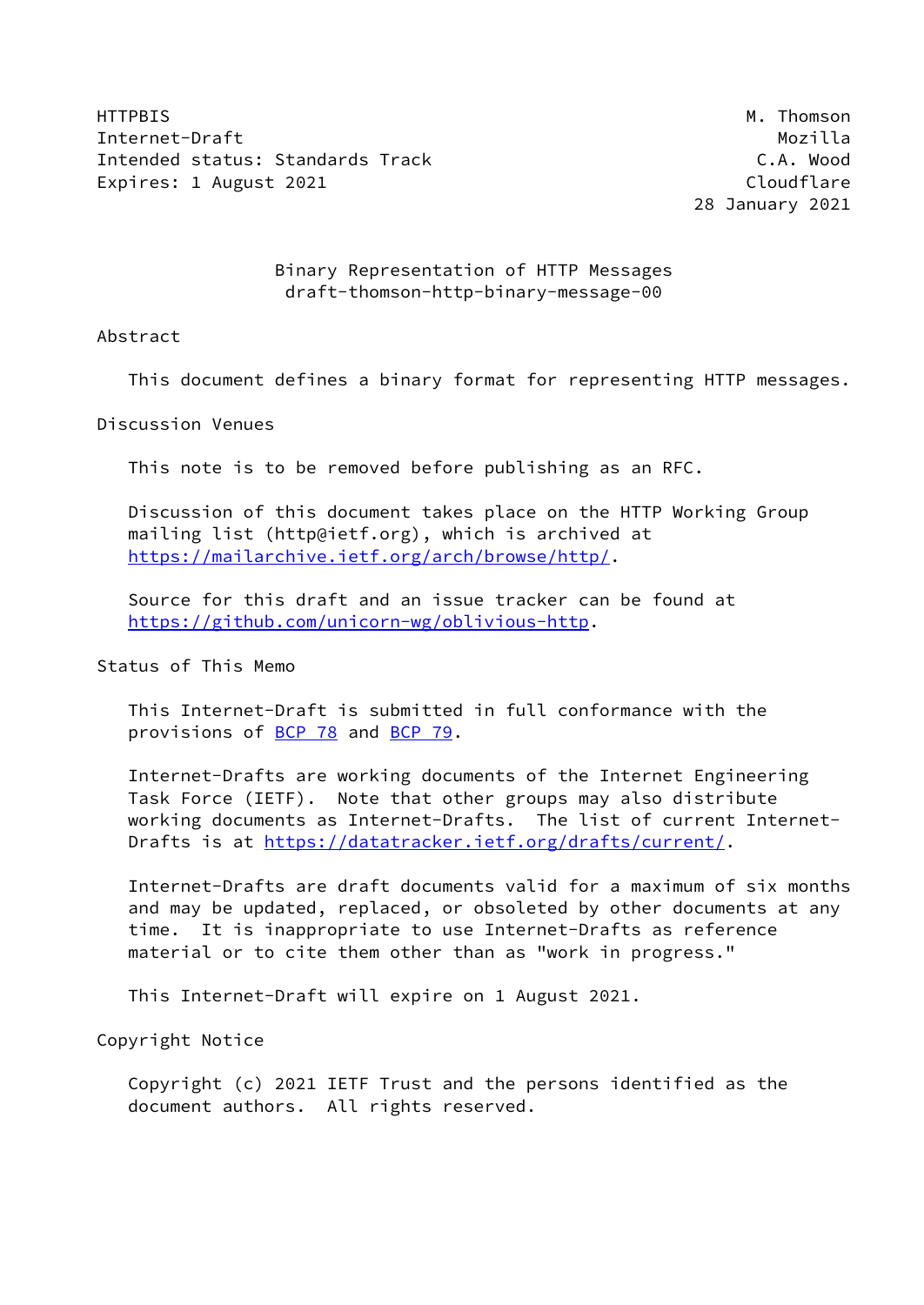HTTPBIS M. Thomson
Internet-Draft Mozilla
Intended status: Standards Track C.A. Wood
Expires: 1 August 2021 Cloudflare
28 January 2021

# Binary Representation of HTTP Messages
draft-thomson-http-binary-message-00

## Abstract

This document defines a binary format for representing HTTP messages.

## Discussion Venues

This note is to be removed before publishing as an RFC.

Discussion of this document takes place on the HTTP Working Group mailing list (http@ietf.org), which is archived at https://mailarchive.ietf.org/arch/browse/http/.

Source for this draft and an issue tracker can be found at https://github.com/unicorn-wg/oblivious-http.

## Status of This Memo

This Internet-Draft is submitted in full conformance with the provisions of BCP 78 and BCP 79.

Internet-Drafts are working documents of the Internet Engineering Task Force (IETF). Note that other groups may also distribute working documents as Internet-Drafts. The list of current Internet-Drafts is at https://datatracker.ietf.org/drafts/current/.

Internet-Drafts are draft documents valid for a maximum of six months and may be updated, replaced, or obsoleted by other documents at any time. It is inappropriate to use Internet-Drafts as reference material or to cite them other than as "work in progress."

This Internet-Draft will expire on 1 August 2021.

## Copyright Notice

Copyright (c) 2021 IETF Trust and the persons identified as the document authors. All rights reserved.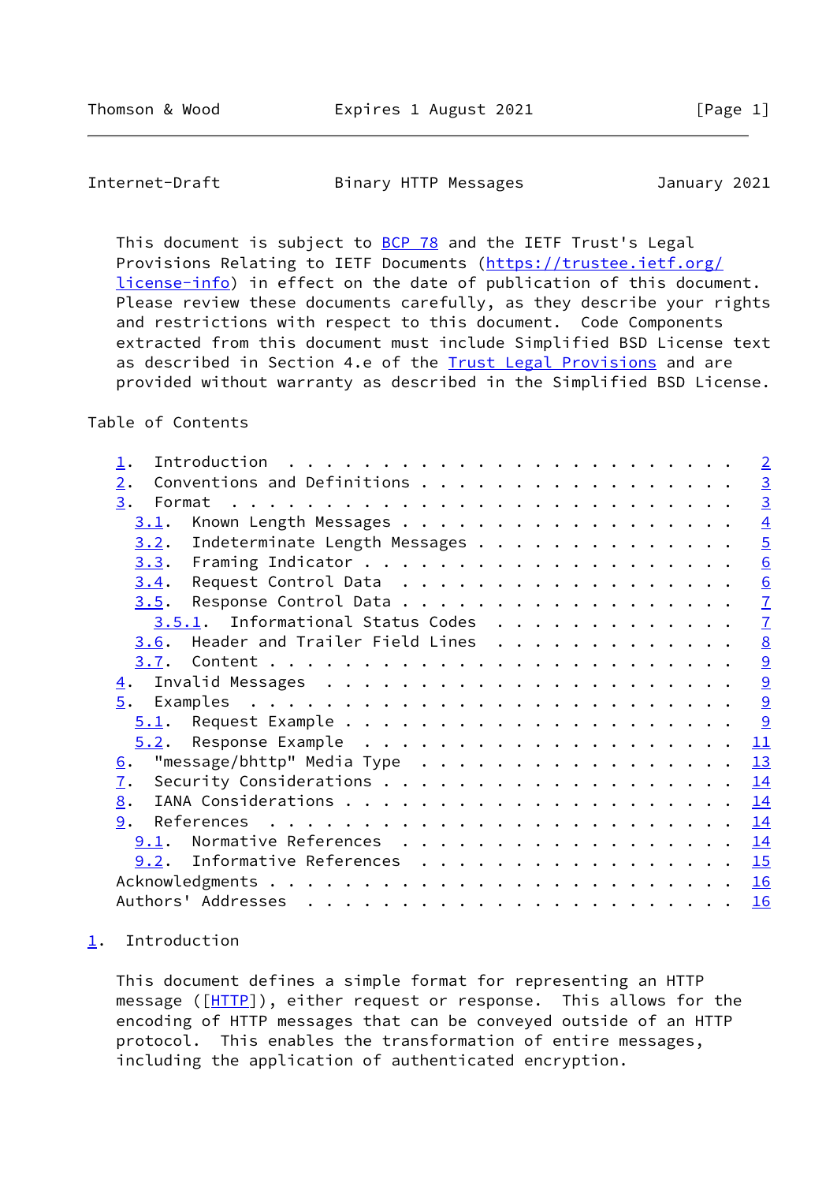This document is subject to BCP 78 and the IETF Trust's Legal Provisions Relating to IETF Documents (https://trustee.ietf.org/license-info) in effect on the date of publication of this document. Please review these documents carefully, as they describe your rights and restrictions with respect to this document. Code Components extracted from this document must include Simplified BSD License text as described in Section 4.e of the Trust Legal Provisions and are provided without warranty as described in the Simplified BSD License.

## Table of Contents

```
   1.  Introduction  . . . . . . . . . . . . . . . . . . . . . . . .   2
   2.  Conventions and Definitions . . . . . . . . . . . . . . . . .   3
   3.  Format  . . . . . . . . . . . . . . . . . . . . . . . . . . .   3
     3.1.  Known Length Messages . . . . . . . . . . . . . . . . . .   4
     3.2.  Indeterminate Length Messages . . . . . . . . . . . . . .   5
     3.3.  Framing Indicator . . . . . . . . . . . . . . . . . . . .   6
     3.4.  Request Control Data  . . . . . . . . . . . . . . . . . .   6
     3.5.  Response Control Data . . . . . . . . . . . . . . . . . .   7
       3.5.1.  Informational Status Codes  . . . . . . . . . . . . .   7
     3.6.  Header and Trailer Field Lines  . . . . . . . . . . . . .   8
     3.7.  Content . . . . . . . . . . . . . . . . . . . . . . . . .   9
   4.  Invalid Messages  . . . . . . . . . . . . . . . . . . . . . .   9
   5.  Examples  . . . . . . . . . . . . . . . . . . . . . . . . . .   9
     5.1.  Request Example . . . . . . . . . . . . . . . . . . . . .   9
     5.2.  Response Example  . . . . . . . . . . . . . . . . . . . .  11
   6.  "message/bhttp" Media Type  . . . . . . . . . . . . . . . . .  13
   7.  Security Considerations . . . . . . . . . . . . . . . . . . .  14
   8.  IANA Considerations . . . . . . . . . . . . . . . . . . . . .  14
   9.  References  . . . . . . . . . . . . . . . . . . . . . . . . .  14
     9.1.  Normative References  . . . . . . . . . . . . . . . . . .  14
     9.2.  Informative References  . . . . . . . . . . . . . . . . .  15
   Acknowledgments . . . . . . . . . . . . . . . . . . . . . . . . .  16
   Authors' Addresses  . . . . . . . . . . . . . . . . . . . . . . .  16
```

## 1. Introduction

This document defines a simple format for representing an HTTP message ([HTTP]), either request or response. This allows for the encoding of HTTP messages that can be conveyed outside of an HTTP protocol. This enables the transformation of entire messages, including the application of authenticated encryption.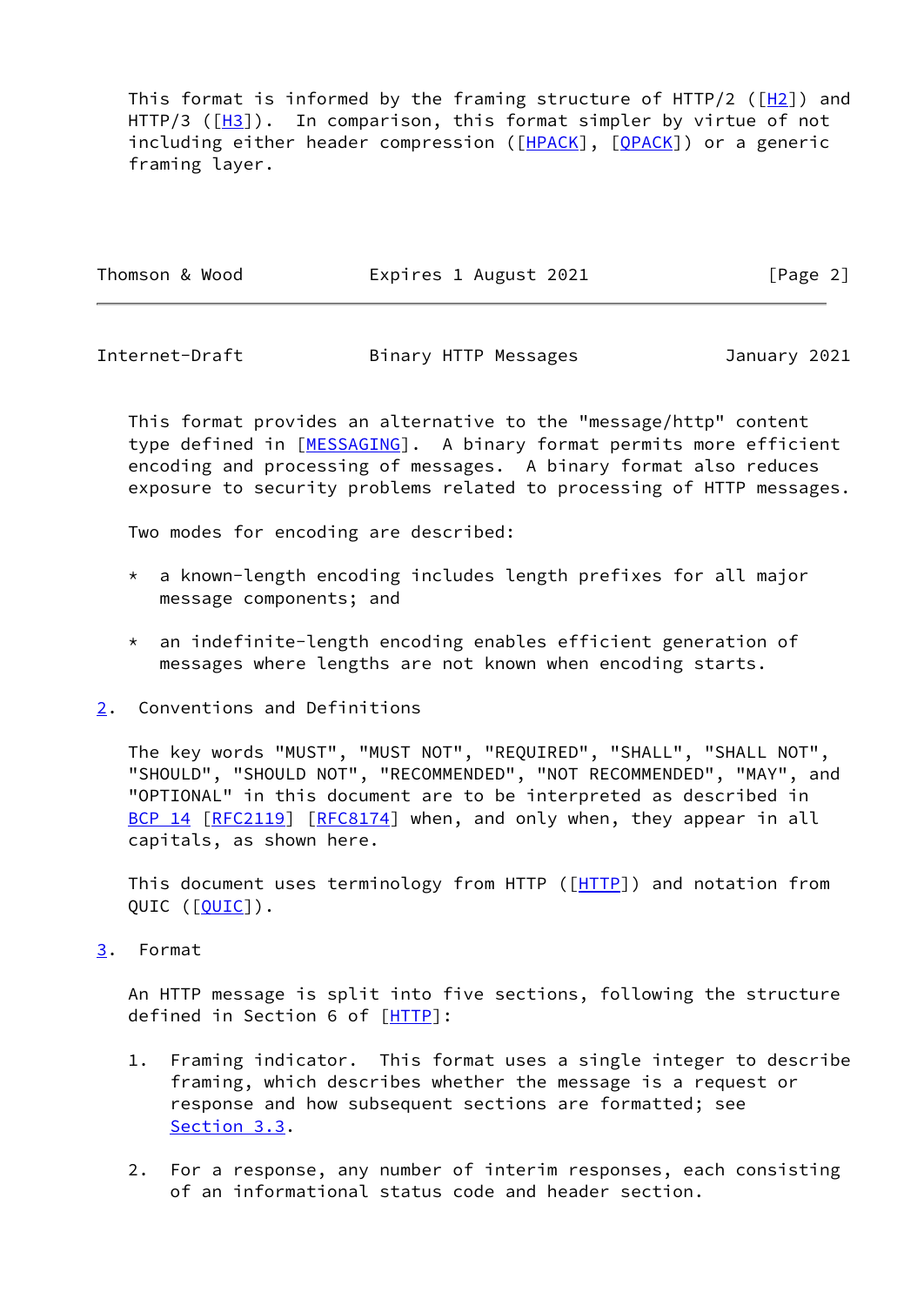This format is informed by the framing structure of HTTP/2 ([H2]) and HTTP/3 ([H3]). In comparison, this format simpler by virtue of not including either header compression ([HPACK], [QPACK]) or a generic framing layer.

This format provides an alternative to the "message/http" content type defined in [MESSAGING]. A binary format permits more efficient encoding and processing of messages. A binary format also reduces exposure to security problems related to processing of HTTP messages.

Two modes for encoding are described:

* a known-length encoding includes length prefixes for all major message components; and

* an indefinite-length encoding enables efficient generation of messages where lengths are not known when encoding starts.

## 2. Conventions and Definitions

The key words "MUST", "MUST NOT", "REQUIRED", "SHALL", "SHALL NOT", "SHOULD", "SHOULD NOT", "RECOMMENDED", "NOT RECOMMENDED", "MAY", and "OPTIONAL" in this document are to be interpreted as described in BCP 14 [RFC2119] [RFC8174] when, and only when, they appear in all capitals, as shown here.

This document uses terminology from HTTP ([HTTP]) and notation from QUIC ([QUIC]).

## 3. Format

An HTTP message is split into five sections, following the structure defined in Section 6 of [HTTP]:

1. Framing indicator. This format uses a single integer to describe framing, which describes whether the message is a request or response and how subsequent sections are formatted; see Section 3.3.

2. For a response, any number of interim responses, each consisting of an informational status code and header section.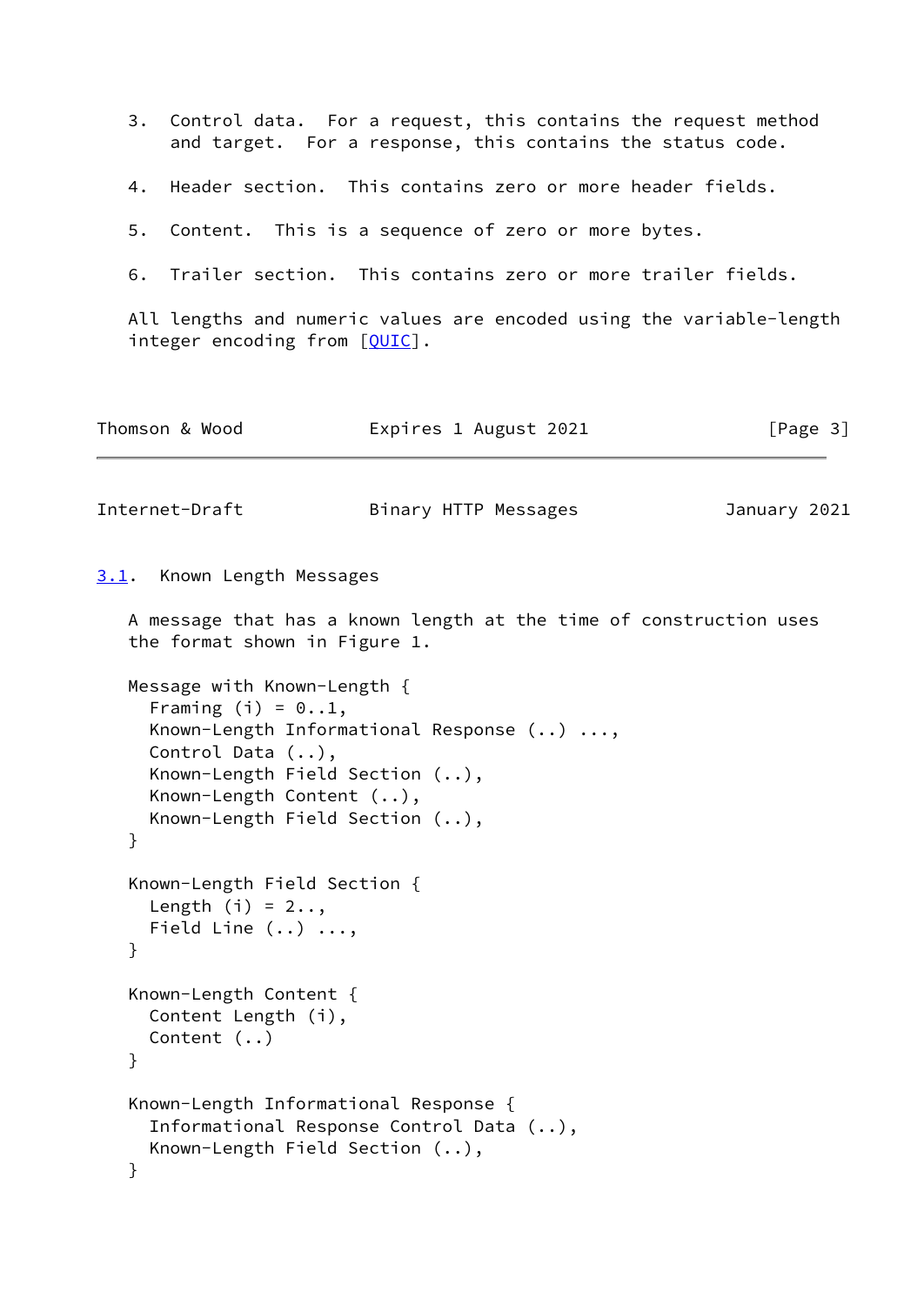3. Control data. For a request, this contains the request method and target. For a response, this contains the status code.

4. Header section. This contains zero or more header fields.

5. Content. This is a sequence of zero or more bytes.

6. Trailer section. This contains zero or more trailer fields.

All lengths and numeric values are encoded using the variable-length integer encoding from [QUIC].

## 3.1. Known Length Messages

A message that has a known length at the time of construction uses the format shown in Figure 1.

```
Message with Known-Length {
  Framing (i) = 0..1,
  Known-Length Informational Response (..) ...,
  Control Data (..),
  Known-Length Field Section (..),
  Known-Length Content (..),
  Known-Length Field Section (..),
}

Known-Length Field Section {
  Length (i) = 2..,
  Field Line (..) ...,
}

Known-Length Content {
  Content Length (i),
  Content (..)
}

Known-Length Informational Response {
  Informational Response Control Data (..),
  Known-Length Field Section (..),
}
```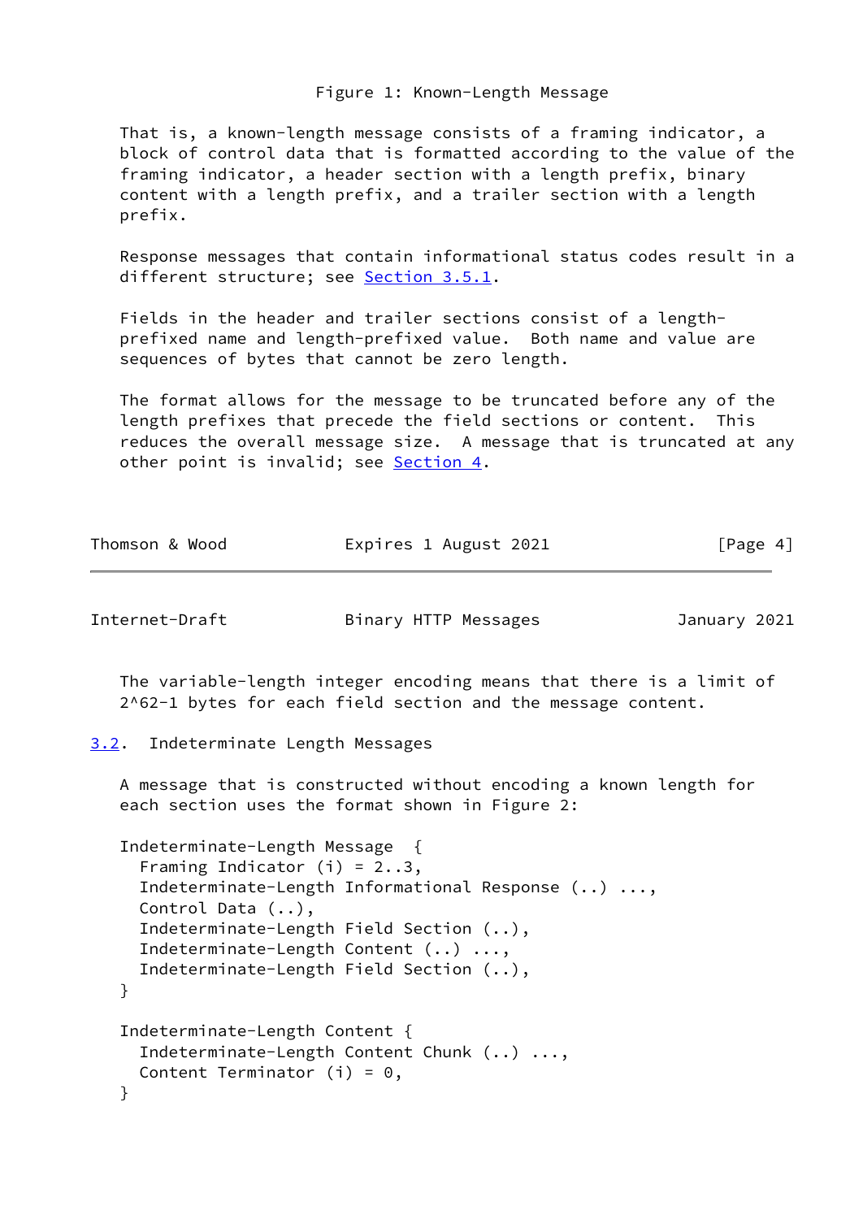Figure 1: Known-Length Message

That is, a known-length message consists of a framing indicator, a block of control data that is formatted according to the value of the framing indicator, a header section with a length prefix, binary content with a length prefix, and a trailer section with a length prefix.

Response messages that contain informational status codes result in a different structure; see Section 3.5.1.

Fields in the header and trailer sections consist of a length-prefixed name and length-prefixed value. Both name and value are sequences of bytes that cannot be zero length.

The format allows for the message to be truncated before any of the length prefixes that precede the field sections or content. This reduces the overall message size. A message that is truncated at any other point is invalid; see Section 4.

The variable-length integer encoding means that there is a limit of $2^{62}-1$ bytes for each field section and the message content.

### 3.2. Indeterminate Length Messages

A message that is constructed without encoding a known length for each section uses the format shown in Figure 2:

```
Indeterminate-Length Message  {
  Framing Indicator (i) = 2..3,
  Indeterminate-Length Informational Response (..) ...,
  Control Data (..),
  Indeterminate-Length Field Section (..),
  Indeterminate-Length Content (..) ...,
  Indeterminate-Length Field Section (..),
}

Indeterminate-Length Content {
  Indeterminate-Length Content Chunk (..) ...,
  Content Terminator (i) = 0,
}
```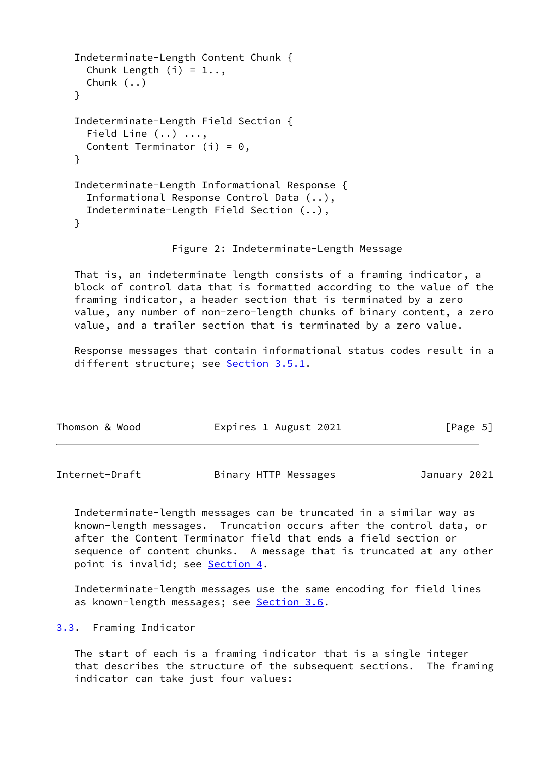```
Indeterminate-Length Content Chunk {
  Chunk Length (i) = 1..,
  Chunk (..)
}

Indeterminate-Length Field Section {
  Field Line (..) ...,
  Content Terminator (i) = 0,
}

Indeterminate-Length Informational Response {
  Informational Response Control Data (..),
  Indeterminate-Length Field Section (..),
}
```

Figure 2: Indeterminate-Length Message

That is, an indeterminate length consists of a framing indicator, a block of control data that is formatted according to the value of the framing indicator, a header section that is terminated by a zero value, any number of non-zero-length chunks of binary content, a zero value, and a trailer section that is terminated by a zero value.

Response messages that contain informational status codes result in a different structure; see Section 3.5.1.

Indeterminate-length messages can be truncated in a similar way as known-length messages. Truncation occurs after the control data, or after the Content Terminator field that ends a field section or sequence of content chunks. A message that is truncated at any other point is invalid; see Section 4.

Indeterminate-length messages use the same encoding for field lines as known-length messages; see Section 3.6.

## 3.3. Framing Indicator

The start of each is a framing indicator that is a single integer that describes the structure of the subsequent sections. The framing indicator can take just four values: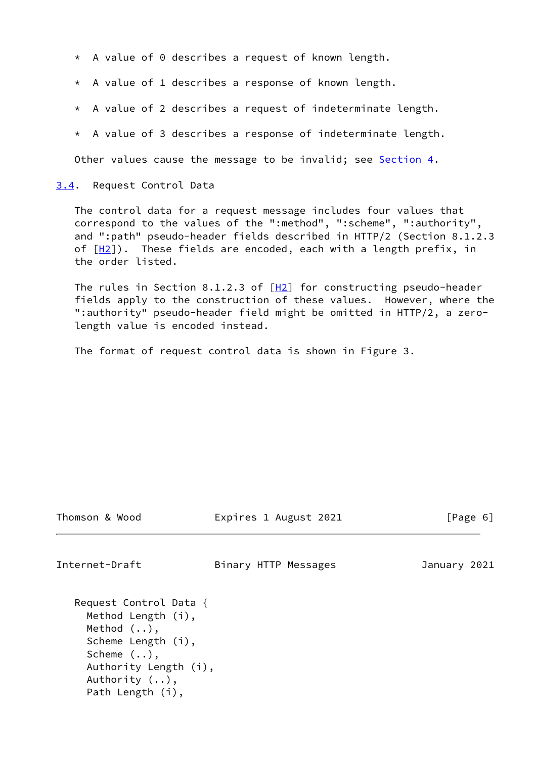* A value of 0 describes a request of known length.

* A value of 1 describes a response of known length.

* A value of 2 describes a request of indeterminate length.

* A value of 3 describes a response of indeterminate length.

Other values cause the message to be invalid; see Section 4.

### 3.4. Request Control Data

The control data for a request message includes four values that correspond to the values of the ":method", ":scheme", ":authority", and ":path" pseudo-header fields described in HTTP/2 (Section 8.1.2.3 of [H2]). These fields are encoded, each with a length prefix, in the order listed.

The rules in Section 8.1.2.3 of [H2] for constructing pseudo-header fields apply to the construction of these values. However, where the ":authority" pseudo-header field might be omitted in HTTP/2, a zero-length value is encoded instead.

The format of request control data is shown in Figure 3.

```
Request Control Data {
  Method Length (i),
  Method (..),
  Scheme Length (i),
  Scheme (..),
  Authority Length (i),
  Authority (..),
  Path Length (i),
```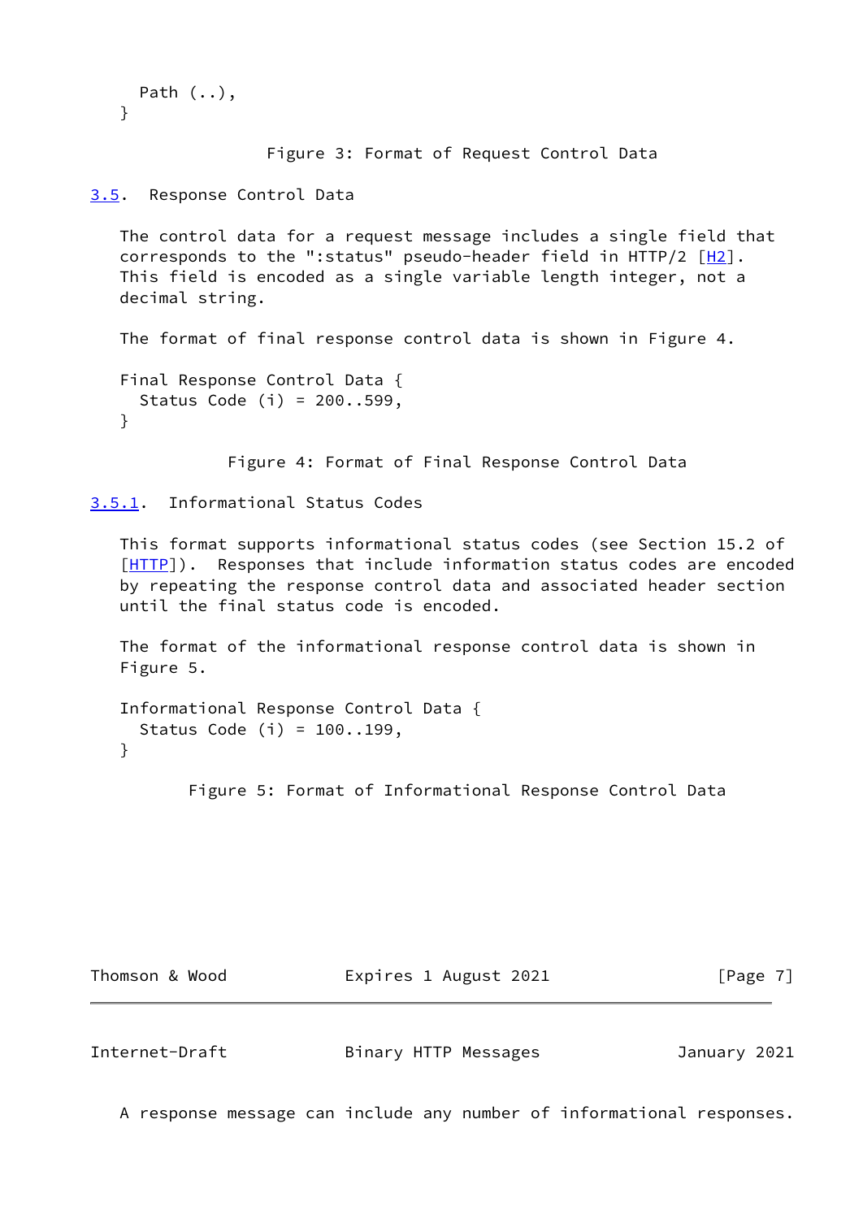```
  Path (..),
}
```

Figure 3: Format of Request Control Data

### 3.5. Response Control Data

The control data for a request message includes a single field that corresponds to the ":status" pseudo-header field in HTTP/2 [H2]. This field is encoded as a single variable length integer, not a decimal string.

The format of final response control data is shown in Figure 4.

```
Final Response Control Data {
  Status Code (i) = 200..599,
}
```

Figure 4: Format of Final Response Control Data

#### 3.5.1. Informational Status Codes

This format supports informational status codes (see Section 15.2 of [HTTP]). Responses that include information status codes are encoded by repeating the response control data and associated header section until the final status code is encoded.

The format of the informational response control data is shown in Figure 5.

```
Informational Response Control Data {
  Status Code (i) = 100..199,
}
```

Figure 5: Format of Informational Response Control Data

A response message can include any number of informational responses.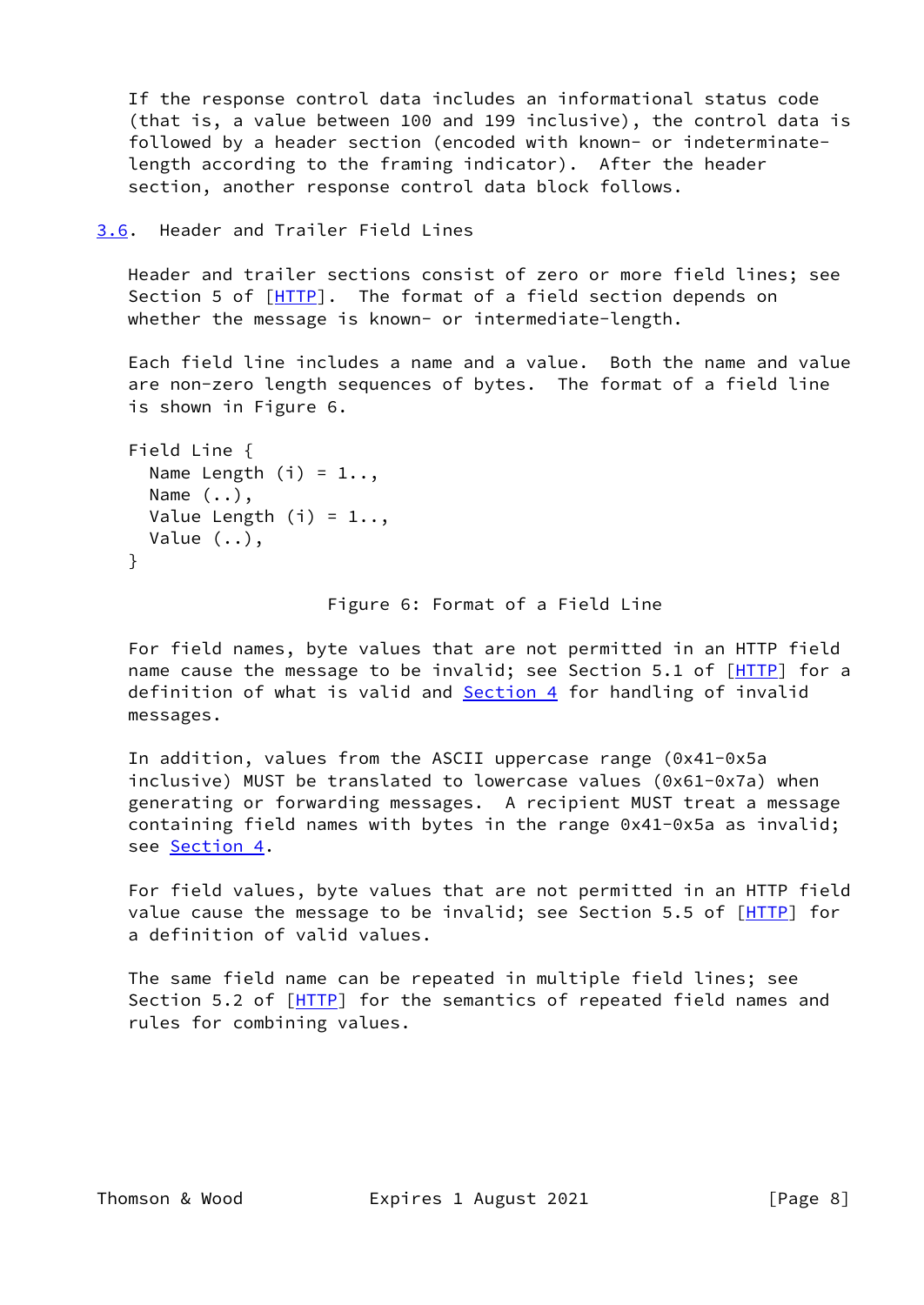If the response control data includes an informational status code (that is, a value between 100 and 199 inclusive), the control data is followed by a header section (encoded with known- or indeterminate-length according to the framing indicator). After the header section, another response control data block follows.

## 3.6. Header and Trailer Field Lines

Header and trailer sections consist of zero or more field lines; see Section 5 of [HTTP]. The format of a field section depends on whether the message is known- or intermediate-length.

Each field line includes a name and a value. Both the name and value are non-zero length sequences of bytes. The format of a field line is shown in Figure 6.

```
Field Line {
  Name Length (i) = 1..,
  Name (..),
  Value Length (i) = 1..,
  Value (..),
}
```

Figure 6: Format of a Field Line

For field names, byte values that are not permitted in an HTTP field name cause the message to be invalid; see Section 5.1 of [HTTP] for a definition of what is valid and Section 4 for handling of invalid messages.

In addition, values from the ASCII uppercase range (0x41-0x5a inclusive) MUST be translated to lowercase values (0x61-0x7a) when generating or forwarding messages. A recipient MUST treat a message containing field names with bytes in the range 0x41-0x5a as invalid; see Section 4.

For field values, byte values that are not permitted in an HTTP field value cause the message to be invalid; see Section 5.5 of [HTTP] for a definition of valid values.

The same field name can be repeated in multiple field lines; see Section 5.2 of [HTTP] for the semantics of repeated field names and rules for combining values.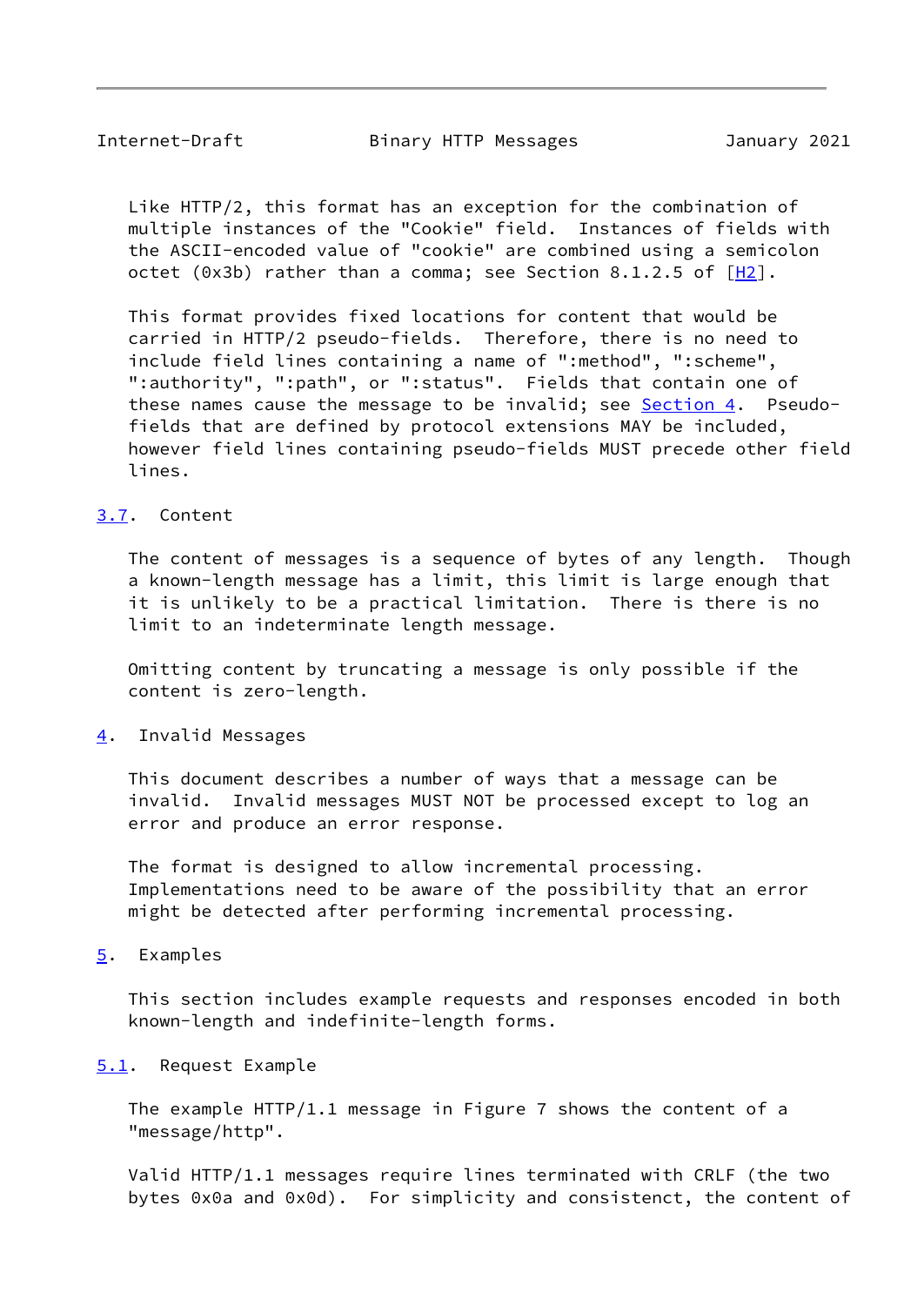Like HTTP/2, this format has an exception for the combination of multiple instances of the "Cookie" field. Instances of fields with the ASCII-encoded value of "cookie" are combined using a semicolon octet (0x3b) rather than a comma; see Section 8.1.2.5 of [H2].

This format provides fixed locations for content that would be carried in HTTP/2 pseudo-fields. Therefore, there is no need to include field lines containing a name of ":method", ":scheme", ":authority", ":path", or ":status". Fields that contain one of these names cause the message to be invalid; see Section 4. Pseudo-fields that are defined by protocol extensions MAY be included, however field lines containing pseudo-fields MUST precede other field lines.

### 3.7. Content

The content of messages is a sequence of bytes of any length. Though a known-length message has a limit, this limit is large enough that it is unlikely to be a practical limitation. There is there is no limit to an indeterminate length message.

Omitting content by truncating a message is only possible if the content is zero-length.

## 4. Invalid Messages

This document describes a number of ways that a message can be invalid. Invalid messages MUST NOT be processed except to log an error and produce an error response.

The format is designed to allow incremental processing. Implementations need to be aware of the possibility that an error might be detected after performing incremental processing.

## 5. Examples

This section includes example requests and responses encoded in both known-length and indefinite-length forms.

### 5.1. Request Example

The example HTTP/1.1 message in Figure 7 shows the content of a "message/http".

Valid HTTP/1.1 messages require lines terminated with CRLF (the two bytes 0x0a and 0x0d). For simplicity and consistency, the content of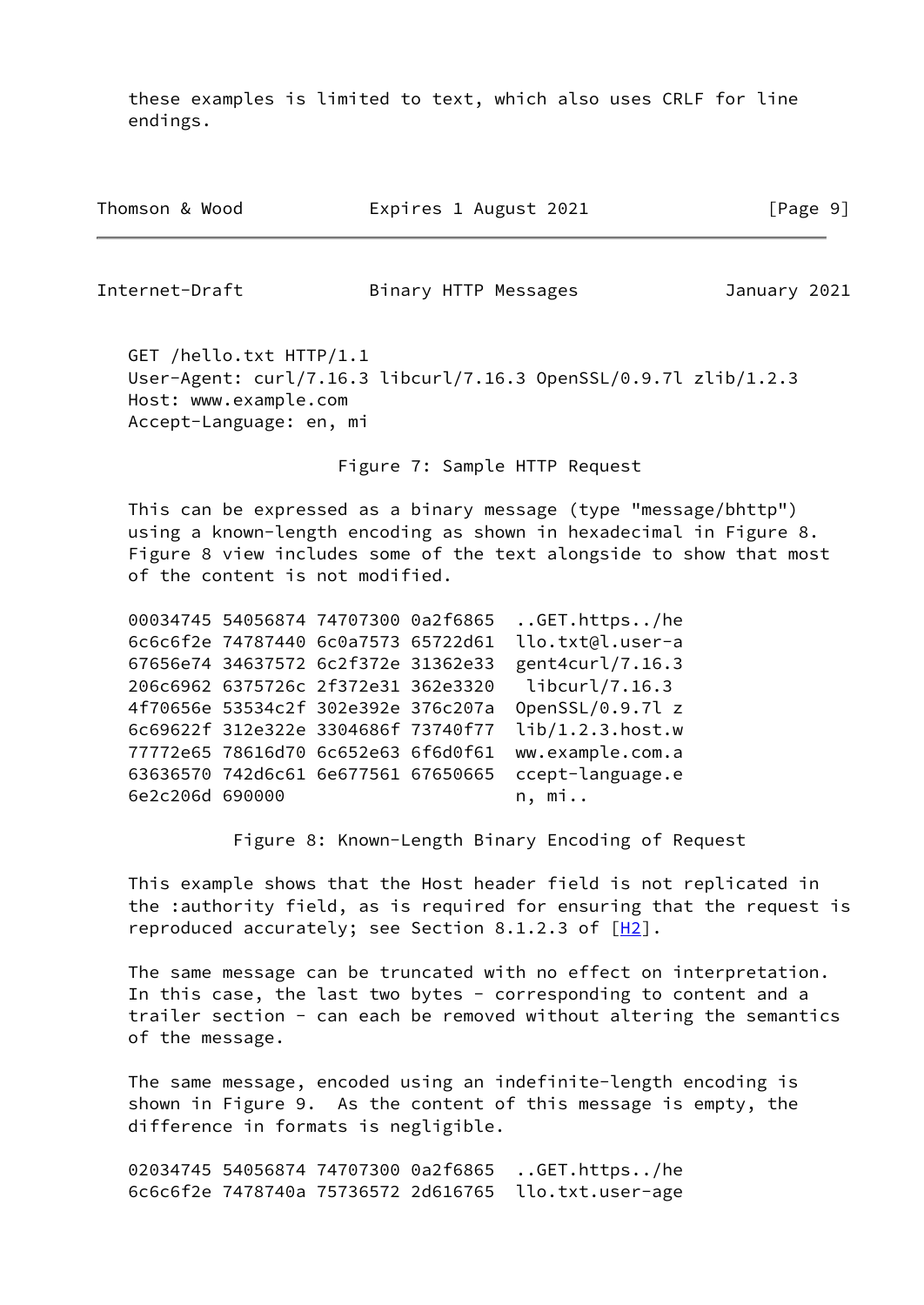these examples is limited to text, which also uses CRLF for line endings.

```
GET /hello.txt HTTP/1.1
User-Agent: curl/7.16.3 libcurl/7.16.3 OpenSSL/0.9.7l zlib/1.2.3
Host: www.example.com
Accept-Language: en, mi
```

Figure 7: Sample HTTP Request

This can be expressed as a binary message (type "message/bhttp") using a known-length encoding as shown in hexadecimal in Figure 8. Figure 8 view includes some of the text alongside to show that most of the content is not modified.

```
00034745 54056874 74707300 0a2f6865  ..GET.https../he
6c6c6f2e 74787440 6c0a7573 65722d61  llo.txt@l.user-a
67656e74 34637572 6c2f372e 31362e33  gent4curl/7.16.3
206c6962 6375726c 2f372e31 362e3320   libcurl/7.16.3
4f70656e 53534c2f 302e392e 376c207a  OpenSSL/0.9.7l z
6c69622f 312e322e 3304686f 73740f77  lib/1.2.3.host.w
77772e65 78616d70 6c652e63 6f6d0f61  ww.example.com.a
63636570 742d6c61 6e677561 67650665  ccept-language.e
6e2c206d 690000                      n, mi..
```

Figure 8: Known-Length Binary Encoding of Request

This example shows that the Host header field is not replicated in the :authority field, as is required for ensuring that the request is reproduced accurately; see Section 8.1.2.3 of [H2].

The same message can be truncated with no effect on interpretation. In this case, the last two bytes - corresponding to content and a trailer section - can each be removed without altering the semantics of the message.

The same message, encoded using an indefinite-length encoding is shown in Figure 9. As the content of this message is empty, the difference in formats is negligible.

```
02034745 54056874 74707300 0a2f6865  ..GET.https../he
6c6c6f2e 7478740a 75736572 2d616765  llo.txt.user-age
```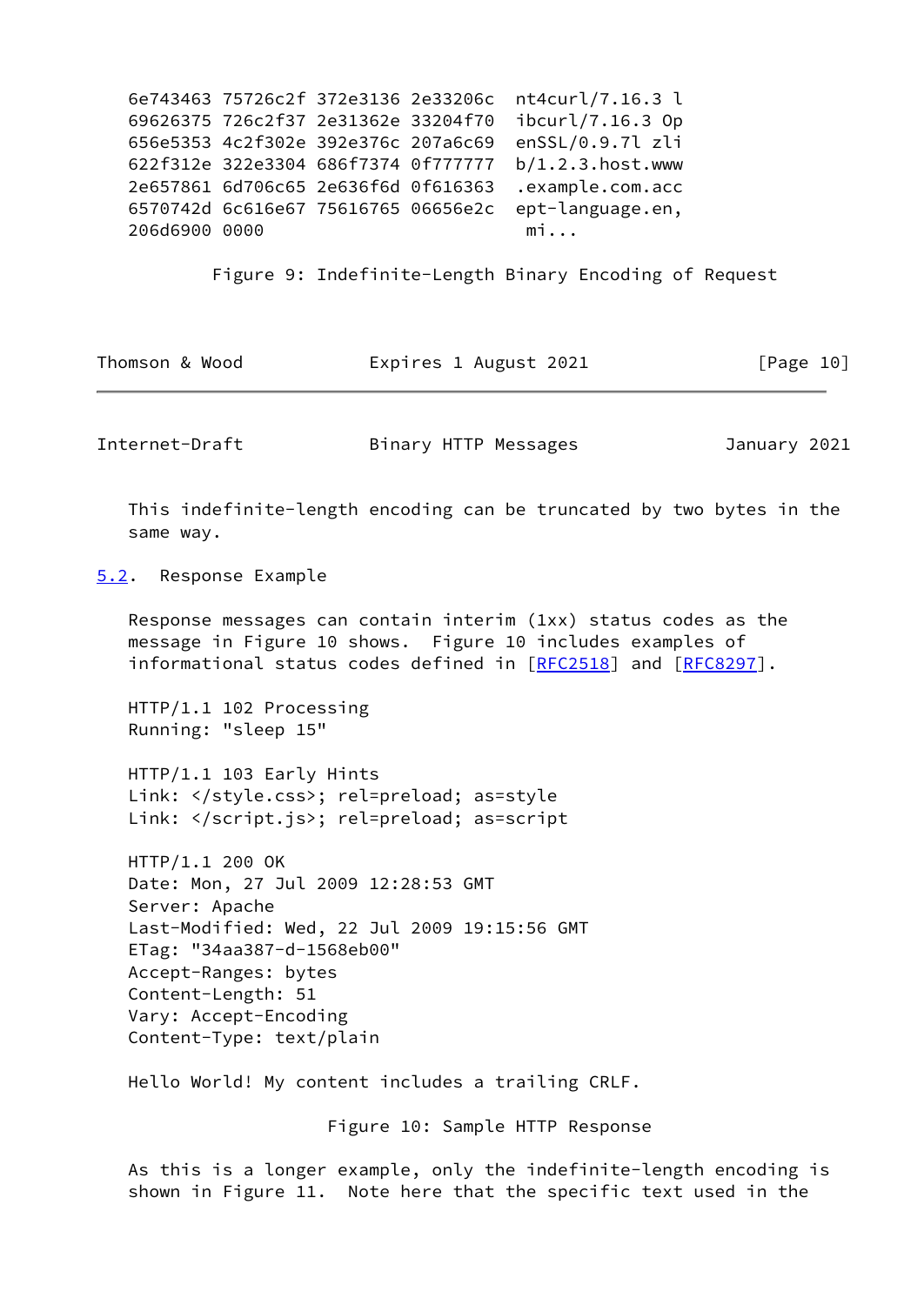```
6e743463 75726c2f 372e3136 2e33206c  nt4curl/7.16.3 l
69626375 726c2f37 2e31362e 33204f70  ibcurl/7.16.3 Op
656e5353 4c2f302e 392e376c 207a6c69  enSSL/0.9.7l zli
622f312e 322e3304 686f7374 0f777777  b/1.2.3.host.www
2e657861 6d706c65 2e636f6d 0f616363  .example.com.acc
6570742d 6c616e67 75616765 06656e2c  ept-language.en,
206d6900 0000                         mi...
```

Figure 9: Indefinite-Length Binary Encoding of Request

This indefinite-length encoding can be truncated by two bytes in the same way.

### 5.2. Response Example

Response messages can contain interim (1xx) status codes as the message in Figure 10 shows. Figure 10 includes examples of informational status codes defined in [RFC2518] and [RFC8297].

```
HTTP/1.1 102 Processing
Running: "sleep 15"

HTTP/1.1 103 Early Hints
Link: </style.css>; rel=preload; as=style
Link: </script.js>; rel=preload; as=script

HTTP/1.1 200 OK
Date: Mon, 27 Jul 2009 12:28:53 GMT
Server: Apache
Last-Modified: Wed, 22 Jul 2009 19:15:56 GMT
ETag: "34aa387-d-1568eb00"
Accept-Ranges: bytes
Content-Length: 51
Vary: Accept-Encoding
Content-Type: text/plain

Hello World! My content includes a trailing CRLF.
```

Figure 10: Sample HTTP Response

As this is a longer example, only the indefinite-length encoding is shown in Figure 11. Note here that the specific text used in the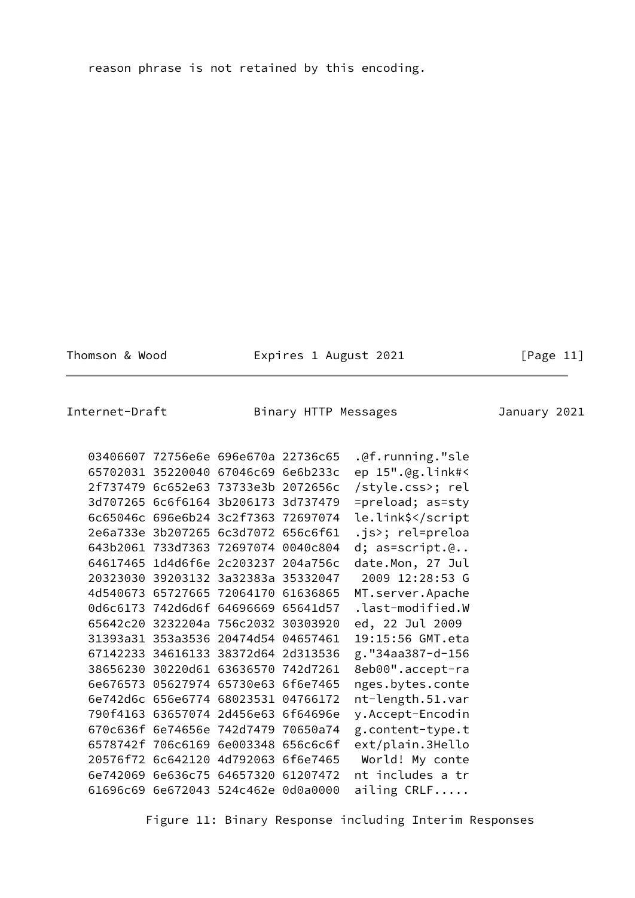reason phrase is not retained by this encoding.

```
03406607 72756e6e 696e670a 22736c65  .@f.running."sle
65702031 35220040 67046c69 6e6b233c  ep 15".@g.link#<
2f737479 6c652e63 73733e3b 2072656c  /style.css>; rel
3d707265 6c6f6164 3b206173 3d737479  =preload; as=sty
6c65046c 696e6b24 3c2f7363 72697074  le.link$</script
2e6a733e 3b207265 6c3d7072 656c6f61  .js>; rel=preloa
643b2061 733d7363 72697074 0040c804  d; as=script.@..
64617465 1d4d6f6e 2c203237 204a756c  date.Mon, 27 Jul
20323030 39203132 3a32383a 35332047   2009 12:28:53 G
4d540673 65727665 72064170 61636865  MT.server.Apache
0d6c6173 742d6d6f 64696669 65641d57  .last-modified.W
65642c20 3232204a 756c2032 30303920  ed, 22 Jul 2009
31393a31 353a3536 20474d54 04657461  19:15:56 GMT.eta
67142233 34616133 38372d64 2d313536  g."34aa387-d-156
38656230 30220d61 63636570 742d7261  8eb00".accept-ra
6e676573 05627974 65730e63 6f6e7465  nges.bytes.conte
6e742d6c 656e6774 68023531 04766172  nt-length.51.var
790f4163 63657074 2d456e63 6f64696e  y.Accept-Encodin
670c636f 6e74656e 742d7479 70650a74  g.content-type.t
6578742f 706c6169 6e003348 656c6c6f  ext/plain.3Hello
20576f72 6c642120 4d792063 6f6e7465   World! My conte
6e742069 6e636c75 64657320 61207472  nt includes a tr
61696c69 6e672043 524c462e 0d0a0000  ailing CRLF.....
```

Figure 11: Binary Response including Interim Responses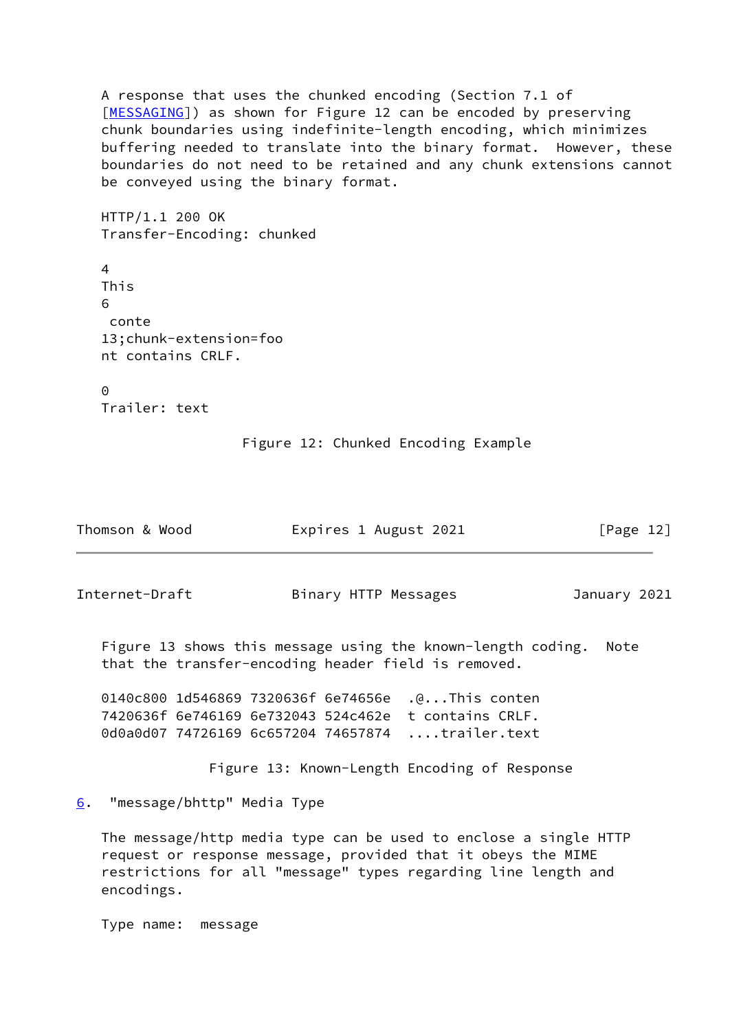A response that uses the chunked encoding (Section 7.1 of [MESSAGING]) as shown for Figure 12 can be encoded by preserving chunk boundaries using indefinite-length encoding, which minimizes buffering needed to translate into the binary format. However, these boundaries do not need to be retained and any chunk extensions cannot be conveyed using the binary format.

```
HTTP/1.1 200 OK
Transfer-Encoding: chunked

4
This
6
 conte
13;chunk-extension=foo
nt contains CRLF.

0
Trailer: text
```

Figure 12: Chunked Encoding Example

Figure 13 shows this message using the known-length coding. Note that the transfer-encoding header field is removed.

```
0140c800 1d546869 7320636f 6e74656e  .@...This conten
7420636f 6e746169 6e732043 524c462e  t contains CRLF.
0d0a0d07 74726169 6c657204 74657874  ....trailer.text
```

Figure 13: Known-Length Encoding of Response

## 6. "message/bhttp" Media Type

The message/http media type can be used to enclose a single HTTP request or response message, provided that it obeys the MIME restrictions for all "message" types regarding line length and encodings.

Type name: message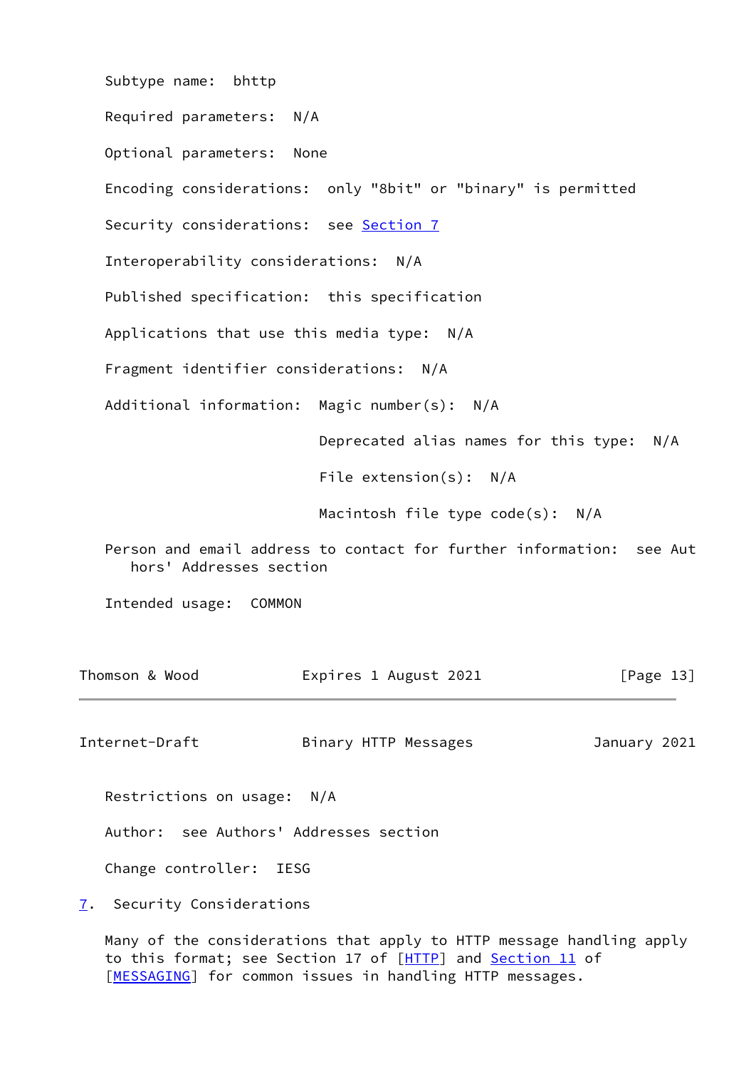Subtype name: bhttp

Required parameters: N/A

Optional parameters: None

Encoding considerations: only "8bit" or "binary" is permitted

Security considerations: see Section 7

Interoperability considerations: N/A

Published specification: this specification

Applications that use this media type: N/A

Fragment identifier considerations: N/A

Additional information: Magic number(s): N/A

Deprecated alias names for this type: N/A

File extension(s): N/A

Macintosh file type code(s): N/A

Person and email address to contact for further information: see Authors' Addresses section

Intended usage: COMMON

Restrictions on usage: N/A

Author: see Authors' Addresses section

Change controller: IESG

## 7. Security Considerations

Many of the considerations that apply to HTTP message handling apply to this format; see Section 17 of [HTTP] and Section 11 of [MESSAGING] for common issues in handling HTTP messages.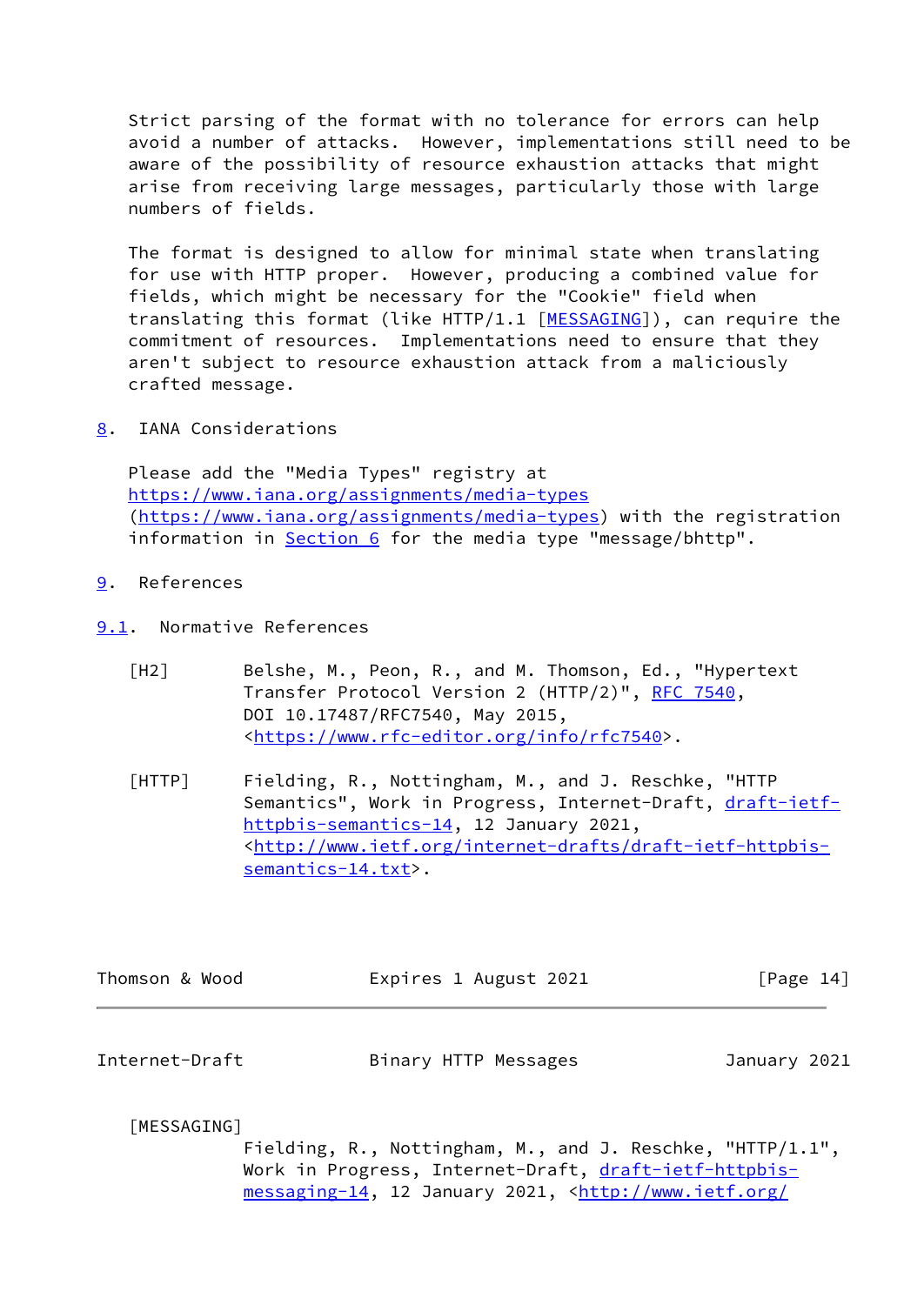Strict parsing of the format with no tolerance for errors can help avoid a number of attacks. However, implementations still need to be aware of the possibility of resource exhaustion attacks that might arise from receiving large messages, particularly those with large numbers of fields.

The format is designed to allow for minimal state when translating for use with HTTP proper. However, producing a combined value for fields, which might be necessary for the "Cookie" field when translating this format (like HTTP/1.1 [MESSAGING]), can require the commitment of resources. Implementations need to ensure that they aren't subject to resource exhaustion attack from a maliciously crafted message.

## 8. IANA Considerations

Please add the "Media Types" registry at https://www.iana.org/assignments/media-types (https://www.iana.org/assignments/media-types) with the registration information in Section 6 for the media type "message/bhttp".

## 9. References

### 9.1. Normative References

[H2] Belshe, M., Peon, R., and M. Thomson, Ed., "Hypertext Transfer Protocol Version 2 (HTTP/2)", RFC 7540, DOI 10.17487/RFC7540, May 2015, <https://www.rfc-editor.org/info/rfc7540>.

[HTTP] Fielding, R., Nottingham, M., and J. Reschke, "HTTP Semantics", Work in Progress, Internet-Draft, draft-ietf-httpbis-semantics-14, 12 January 2021, <http://www.ietf.org/internet-drafts/draft-ietf-httpbis-semantics-14.txt>.

[MESSAGING] Fielding, R., Nottingham, M., and J. Reschke, "HTTP/1.1", Work in Progress, Internet-Draft, draft-ietf-httpbis-messaging-14, 12 January 2021, <http://www.ietf.org/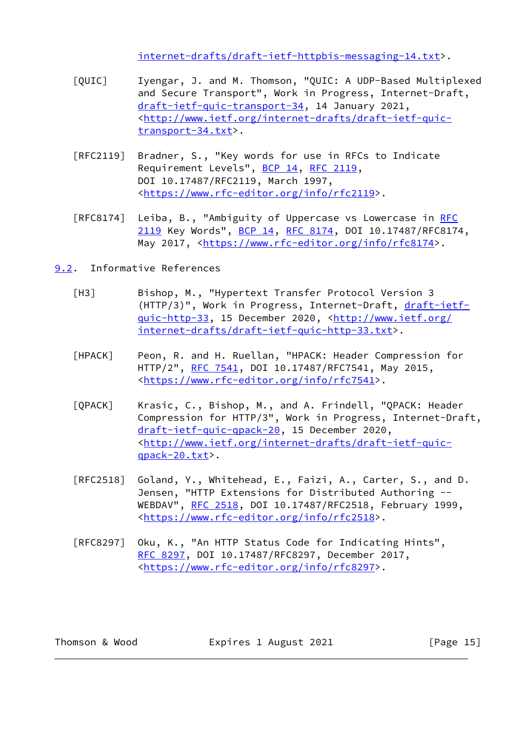internet-drafts/draft-ietf-httpbis-messaging-14.txt>.

[QUIC] Iyengar, J. and M. Thomson, "QUIC: A UDP-Based Multiplexed and Secure Transport", Work in Progress, Internet-Draft, draft-ietf-quic-transport-34, 14 January 2021, <http://www.ietf.org/internet-drafts/draft-ietf-quic-transport-34.txt>.

[RFC2119] Bradner, S., "Key words for use in RFCs to Indicate Requirement Levels", BCP 14, RFC 2119, DOI 10.17487/RFC2119, March 1997, <https://www.rfc-editor.org/info/rfc2119>.

[RFC8174] Leiba, B., "Ambiguity of Uppercase vs Lowercase in RFC 2119 Key Words", BCP 14, RFC 8174, DOI 10.17487/RFC8174, May 2017, <https://www.rfc-editor.org/info/rfc8174>.

## 9.2. Informative References

[H3] Bishop, M., "Hypertext Transfer Protocol Version 3 (HTTP/3)", Work in Progress, Internet-Draft, draft-ietf-quic-http-33, 15 December 2020, <http://www.ietf.org/internet-drafts/draft-ietf-quic-http-33.txt>.

[HPACK] Peon, R. and H. Ruellan, "HPACK: Header Compression for HTTP/2", RFC 7541, DOI 10.17487/RFC7541, May 2015, <https://www.rfc-editor.org/info/rfc7541>.

[QPACK] Krasic, C., Bishop, M., and A. Frindell, "QPACK: Header Compression for HTTP/3", Work in Progress, Internet-Draft, draft-ietf-quic-qpack-20, 15 December 2020, <http://www.ietf.org/internet-drafts/draft-ietf-quic-qpack-20.txt>.

[RFC2518] Goland, Y., Whitehead, E., Faizi, A., Carter, S., and D. Jensen, "HTTP Extensions for Distributed Authoring -- WEBDAV", RFC 2518, DOI 10.17487/RFC2518, February 1999, <https://www.rfc-editor.org/info/rfc2518>.

[RFC8297] Oku, K., "An HTTP Status Code for Indicating Hints", RFC 8297, DOI 10.17487/RFC8297, December 2017, <https://www.rfc-editor.org/info/rfc8297>.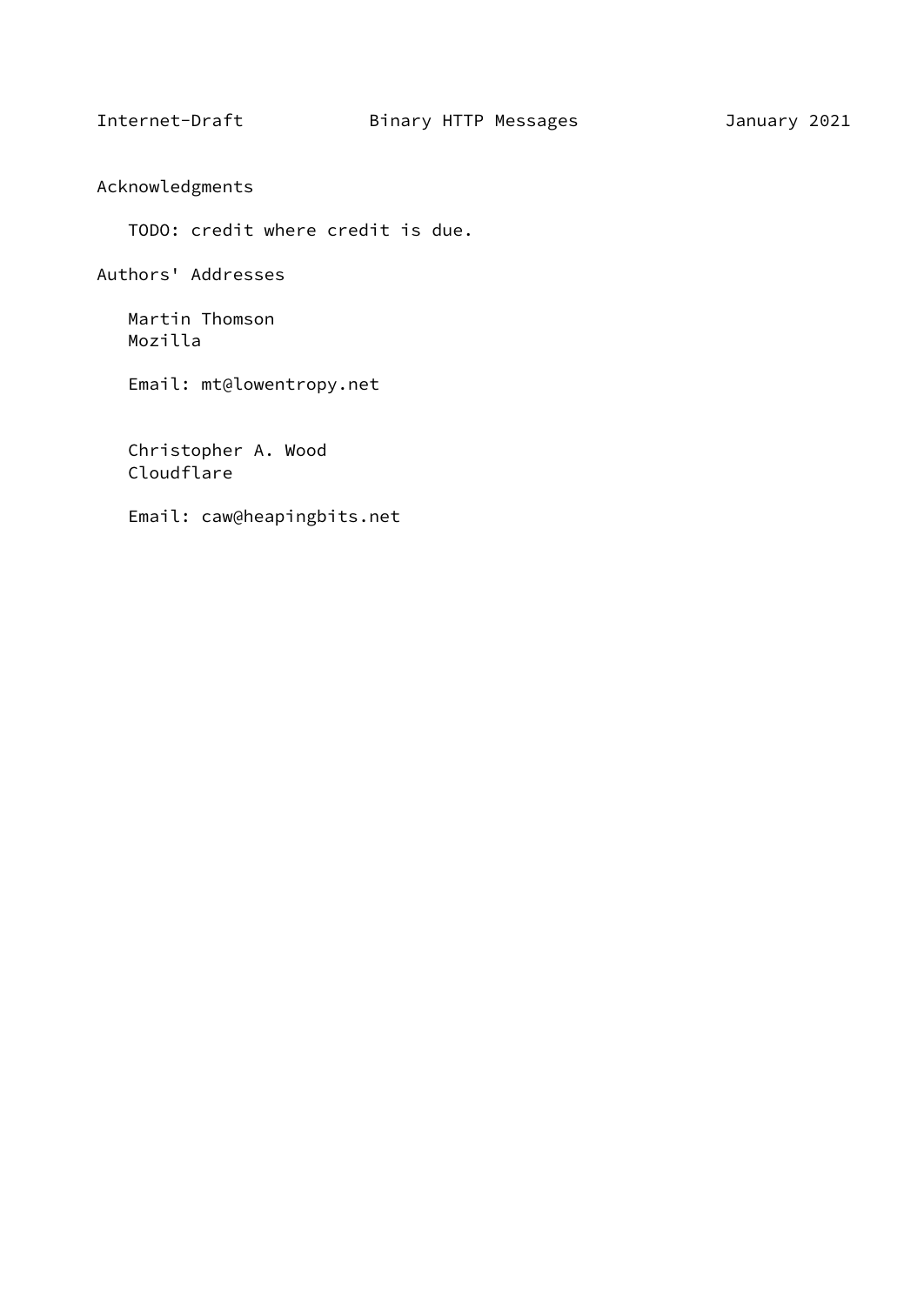## Acknowledgments

TODO: credit where credit is due.

## Authors' Addresses

Martin Thomson
Mozilla

Email: mt@lowentropy.net

Christopher A. Wood
Cloudflare

Email: caw@heapingbits.net